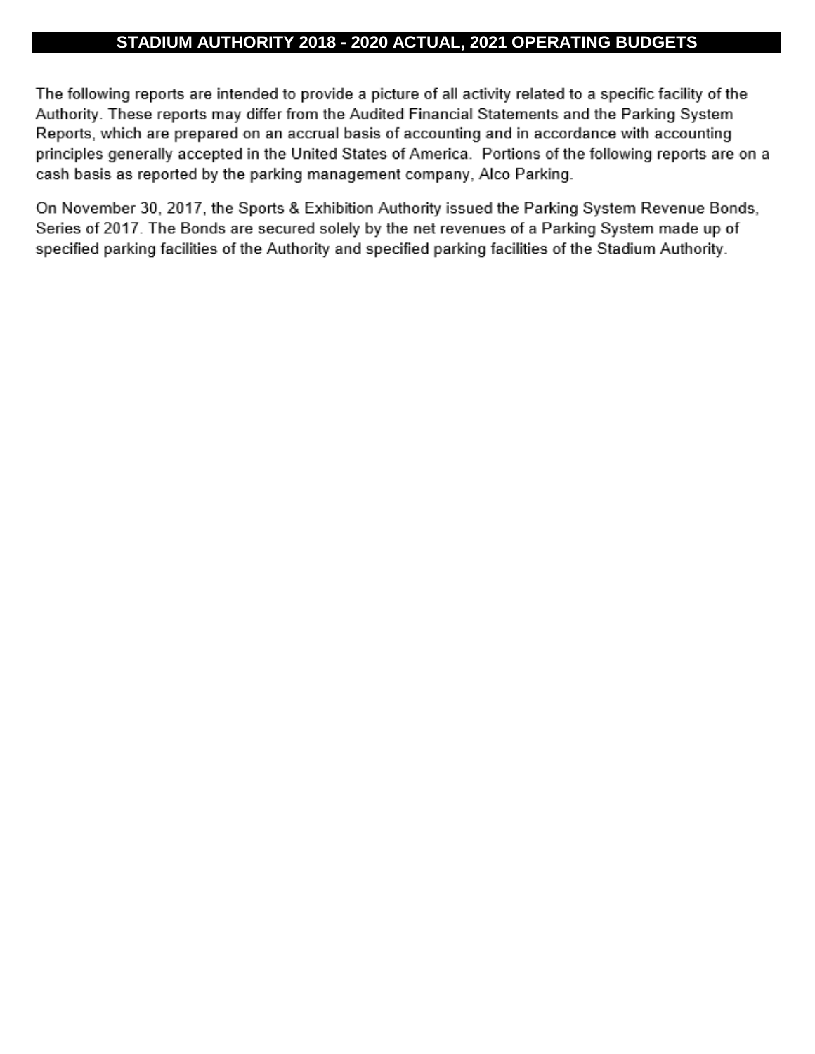# STADIUM AUTHORITY 2018 - 2020 ACTUAL, 2021 OPERATING BUDGETS

The following reports are intended to provide a picture of all activity related to a specific facility of the Authority. These reports may differ from the Audited Financial Statements and the Parking System Reports, which are prepared on an accrual basis of accounting and in accordance with accounting principles generally accepted in the United States of America. Portions of the following reports are on a cash basis as reported by the parking management company, Alco Parking.

On November 30, 2017, the Sports & Exhibition Authority issued the Parking System Revenue Bonds, Series of 2017. The Bonds are secured solely by the net revenues of a Parking System made up of specified parking facilities of the Authority and specified parking facilities of the Stadium Authority.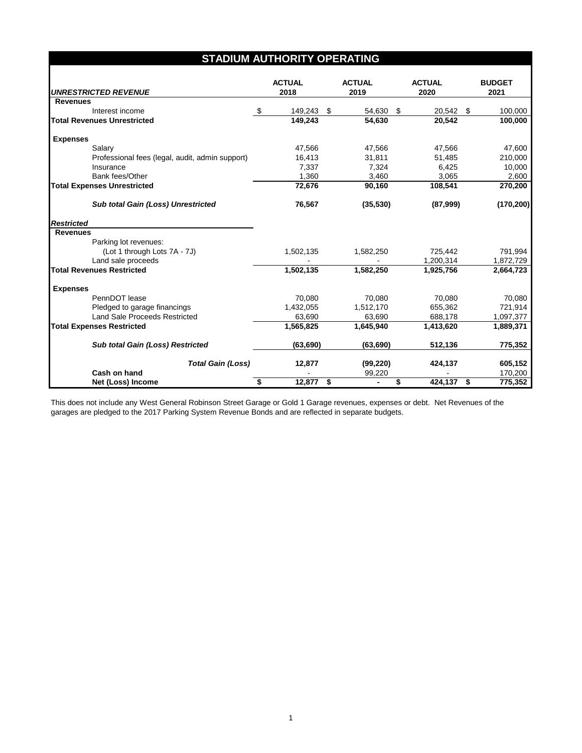## STADIUM AUTHORITY OPERATING

| *UNRESTRICTED REVENUE* | ACTUAL 2018 | ACTUAL 2019 | ACTUAL 2020 | BUDGET 2021 |
|---|---|---|---|---|
| **Revenues** | | | | |
| Interest income | $ 149,243 | $ 54,630 | $ 20,542 | $ 100,000 |
| **Total Revenues Unrestricted** | **149,243** | **54,630** | **20,542** | **100,000** |
| | | | | |
| **Expenses** | | | | |
| Salary | 47,566 | 47,566 | 47,566 | 47,600 |
| Professional fees (legal, audit, admin support) | 16,413 | 31,811 | 51,485 | 210,000 |
| Insurance | 7,337 | 7,324 | 6,425 | 10,000 |
| Bank fees/Other | 1,360 | 3,460 | 3,065 | 2,600 |
| **Total Expenses Unrestricted** | **72,676** | **90,160** | **108,541** | **270,200** |
| | | | | |
| ***Sub total Gain (Loss) Unrestricted*** | **76,567** | **(35,530)** | **(87,999)** | **(170,200)** |
| | | | | |
| ***Restricted*** | | | | |
| **Revenues** | | | | |
| Parking lot revenues: | | | | |
| (Lot 1 through Lots 7A - 7J) | 1,502,135 | 1,582,250 | 725,442 | 791,994 |
| Land sale proceeds | - | - | 1,200,314 | 1,872,729 |
| **Total Revenues Restricted** | **1,502,135** | **1,582,250** | **1,925,756** | **2,664,723** |
| | | | | |
| **Expenses** | | | | |
| PennDOT lease | 70,080 | 70,080 | 70,080 | 70,080 |
| Pledged to garage financings | 1,432,055 | 1,512,170 | 655,362 | 721,914 |
| Land Sale Proceeds Restricted | 63,690 | 63,690 | 688,178 | 1,097,377 |
| **Total Expenses Restricted** | **1,565,825** | **1,645,940** | **1,413,620** | **1,889,371** |
| | | | | |
| ***Sub total Gain (Loss) Restricted*** | **(63,690)** | **(63,690)** | **512,136** | **775,352** |
| | | | | |
| ***Total Gain (Loss)*** | **12,877** | **(99,220)** | **424,137** | **605,152** |
| **Cash on hand** | - | 99,220 | - | 170,200 |
| **Net (Loss) Income** | **$ 12,877** | **$ -** | **$ 424,137** | **$ 775,352** |

This does not include any West General Robinson Street Garage or Gold 1 Garage revenues, expenses or debt. Net Revenues of the garages are pledged to the 2017 Parking System Revenue Bonds and are reflected in separate budgets.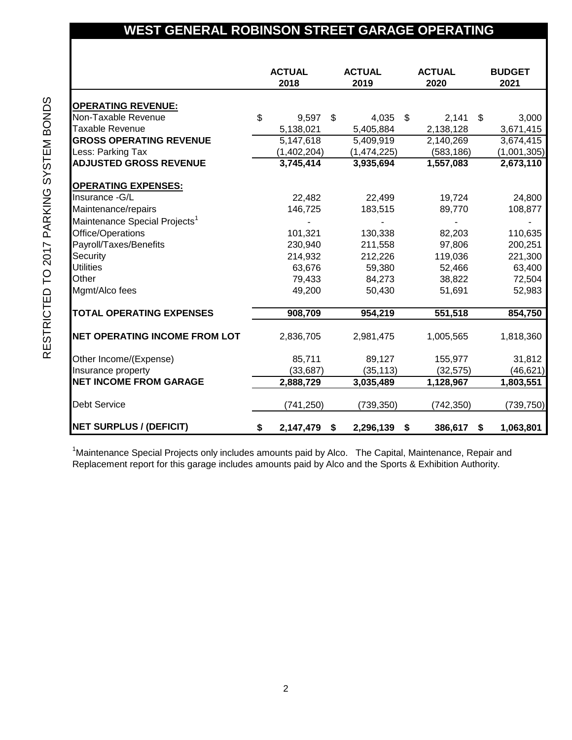# WEST GENERAL ROBINSON STREET GARAGE OPERATING

RESTRICTED TO 2017 PARKING SYSTEM BONDS

| | ACTUAL 2018 | ACTUAL 2019 | ACTUAL 2020 | BUDGET 2021 |
|---|---|---|---|---|
| **OPERATING REVENUE:** | | | | |
| Non-Taxable Revenue | $ 9,597 | $ 4,035 | $ 2,141 | $ 3,000 |
| Taxable Revenue | 5,138,021 | 5,405,884 | 2,138,128 | 3,671,415 |
| **GROSS OPERATING REVENUE** | 5,147,618 | 5,409,919 | 2,140,269 | 3,674,415 |
| Less: Parking Tax | (1,402,204) | (1,474,225) | (583,186) | (1,001,305) |
| **ADJUSTED GROSS REVENUE** | **3,745,414** | **3,935,694** | **1,557,083** | **2,673,110** |
| **OPERATING EXPENSES:** | | | | |
| Insurance -G/L | 22,482 | 22,499 | 19,724 | 24,800 |
| Maintenance/repairs | 146,725 | 183,515 | 89,770 | 108,877 |
| Maintenance Special Projects[1] | - | - | - | - |
| Office/Operations | 101,321 | 130,338 | 82,203 | 110,635 |
| Payroll/Taxes/Benefits | 230,940 | 211,558 | 97,806 | 200,251 |
| Security | 214,932 | 212,226 | 119,036 | 221,300 |
| Utilities | 63,676 | 59,380 | 52,466 | 63,400 |
| Other | 79,433 | 84,273 | 38,822 | 72,504 |
| Mgmt/Alco fees | 49,200 | 50,430 | 51,691 | 52,983 |
| **TOTAL OPERATING EXPENSES** | **908,709** | **954,219** | **551,518** | **854,750** |
| **NET OPERATING INCOME FROM LOT** | 2,836,705 | 2,981,475 | 1,005,565 | 1,818,360 |
| Other Income/(Expense) | 85,711 | 89,127 | 155,977 | 31,812 |
| Insurance property | (33,687) | (35,113) | (32,575) | (46,621) |
| **NET INCOME FROM GARAGE** | **2,888,729** | **3,035,489** | **1,128,967** | **1,803,551** |
| Debt Service | (741,250) | (739,350) | (742,350) | (739,750) |
| **NET SURPLUS / (DEFICIT)** | **$ 2,147,479** | **$ 2,296,139** | **$ 386,617** | **$ 1,063,801** |

[1]Maintenance Special Projects only includes amounts paid by Alco. The Capital, Maintenance, Repair and Replacement report for this garage includes amounts paid by Alco and the Sports & Exhibition Authority.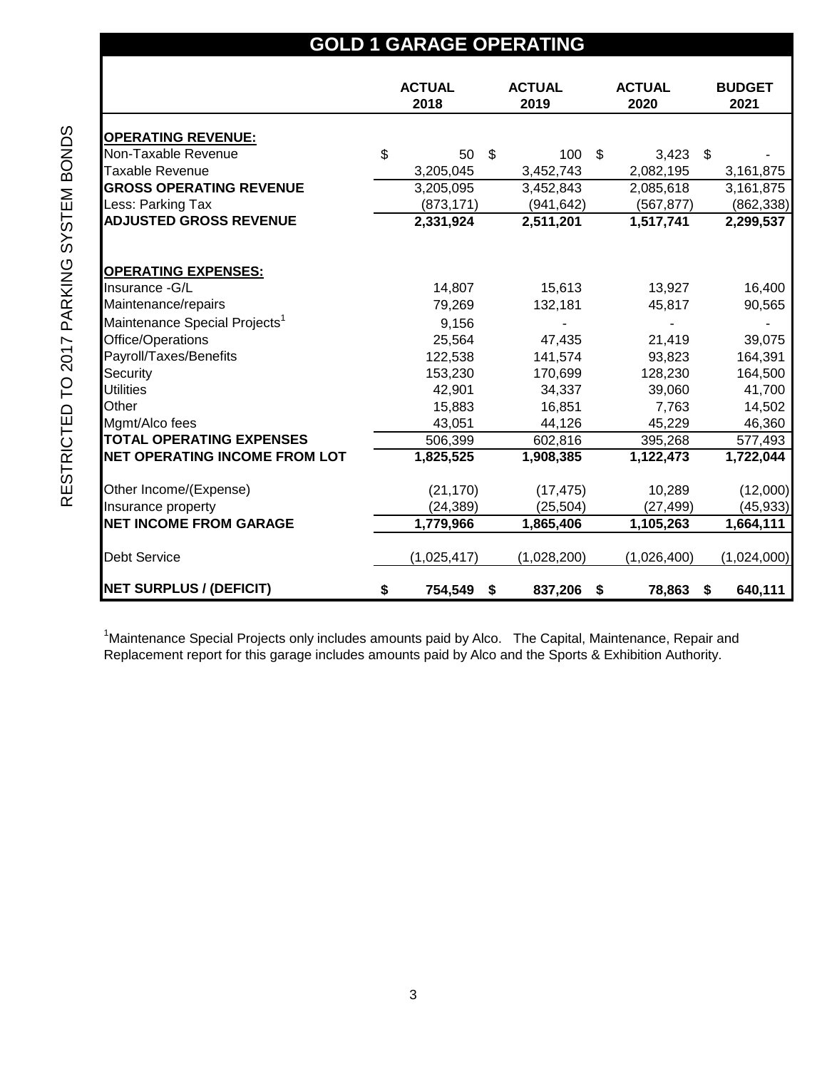## GOLD 1 GARAGE OPERATING

| | ACTUAL 2018 | ACTUAL 2019 | ACTUAL 2020 | BUDGET 2021 |
|---|---|---|---|---|
| **OPERATING REVENUE:** | | | | |
| Non-Taxable Revenue | $ 50 | $ 100 | $ 3,423 | $ - |
| Taxable Revenue | 3,205,045 | 3,452,743 | 2,082,195 | 3,161,875 |
| **GROSS OPERATING REVENUE** | 3,205,095 | 3,452,843 | 2,085,618 | 3,161,875 |
| Less: Parking Tax | (873,171) | (941,642) | (567,877) | (862,338) |
| **ADJUSTED GROSS REVENUE** | **2,331,924** | **2,511,201** | **1,517,741** | **2,299,537** |
| | | | | |
| **OPERATING EXPENSES:** | | | | |
| Insurance -G/L | 14,807 | 15,613 | 13,927 | 16,400 |
| Maintenance/repairs | 79,269 | 132,181 | 45,817 | 90,565 |
| Maintenance Special Projects[1] | 9,156 | - | - | - |
| Office/Operations | 25,564 | 47,435 | 21,419 | 39,075 |
| Payroll/Taxes/Benefits | 122,538 | 141,574 | 93,823 | 164,391 |
| Security | 153,230 | 170,699 | 128,230 | 164,500 |
| Utilities | 42,901 | 34,337 | 39,060 | 41,700 |
| Other | 15,883 | 16,851 | 7,763 | 14,502 |
| Mgmt/Alco fees | 43,051 | 44,126 | 45,229 | 46,360 |
| **TOTAL OPERATING EXPENSES** | 506,399 | 602,816 | 395,268 | 577,493 |
| **NET OPERATING INCOME FROM LOT** | **1,825,525** | **1,908,385** | **1,122,473** | **1,722,044** |
| | | | | |
| Other Income/(Expense) | (21,170) | (17,475) | 10,289 | (12,000) |
| Insurance property | (24,389) | (25,504) | (27,499) | (45,933) |
| **NET INCOME FROM GARAGE** | **1,779,966** | **1,865,406** | **1,105,263** | **1,664,111** |
| | | | | |
| Debt Service | (1,025,417) | (1,028,200) | (1,026,400) | (1,024,000) |
| | | | | |
| **NET SURPLUS / (DEFICIT)** | **$ 754,549** | **$ 837,206** | **$ 78,863** | **$ 640,111** |

[1]Maintenance Special Projects only includes amounts paid by Alco. The Capital, Maintenance, Repair and Replacement report for this garage includes amounts paid by Alco and the Sports & Exhibition Authority.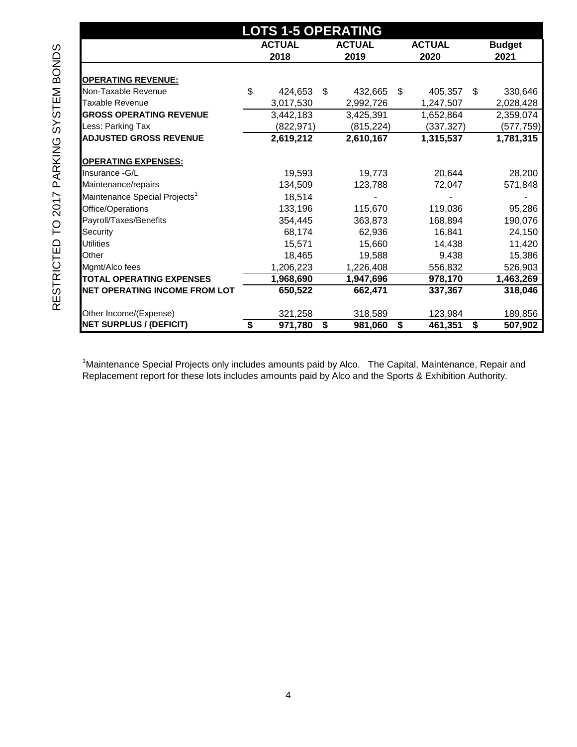RESTRICTED TO 2017 PARKING SYSTEM BONDS

## LOTS 1-5 OPERATING

| | ACTUAL 2018 | ACTUAL 2019 | ACTUAL 2020 | Budget 2021 |
|---|---|---|---|---|
| **OPERATING REVENUE:** | | | | |
| Non-Taxable Revenue | $ 424,653 | $ 432,665 | $ 405,357 | $ 330,646 |
| Taxable Revenue | 3,017,530 | 2,992,726 | 1,247,507 | 2,028,428 |
| **GROSS OPERATING REVENUE** | 3,442,183 | 3,425,391 | 1,652,864 | 2,359,074 |
| Less: Parking Tax | (822,971) | (815,224) | (337,327) | (577,759) |
| **ADJUSTED GROSS REVENUE** | **2,619,212** | **2,610,167** | **1,315,537** | **1,781,315** |
| **OPERATING EXPENSES:** | | | | |
| Insurance -G/L | 19,593 | 19,773 | 20,644 | 28,200 |
| Maintenance/repairs | 134,509 | 123,788 | 72,047 | 571,848 |
| Maintenance Special Projects[1] | 18,514 | - | - | - |
| Office/Operations | 133,196 | 115,670 | 119,036 | 95,286 |
| Payroll/Taxes/Benefits | 354,445 | 363,873 | 168,894 | 190,076 |
| Security | 68,174 | 62,936 | 16,841 | 24,150 |
| Utilities | 15,571 | 15,660 | 14,438 | 11,420 |
| Other | 18,465 | 19,588 | 9,438 | 15,386 |
| Mgmt/Alco fees | 1,206,223 | 1,226,408 | 556,832 | 526,903 |
| **TOTAL OPERATING EXPENSES** | **1,968,690** | **1,947,696** | **978,170** | **1,463,269** |
| **NET OPERATING INCOME FROM LOT** | **650,522** | **662,471** | **337,367** | **318,046** |
| Other Income/(Expense) | 321,258 | 318,589 | 123,984 | 189,856 |
| **NET SURPLUS / (DEFICIT)** | **$ 971,780** | **$ 981,060** | **$ 461,351** | **$ 507,902** |

[1]Maintenance Special Projects only includes amounts paid by Alco. The Capital, Maintenance, Repair and Replacement report for these lots includes amounts paid by Alco and the Sports & Exhibition Authority.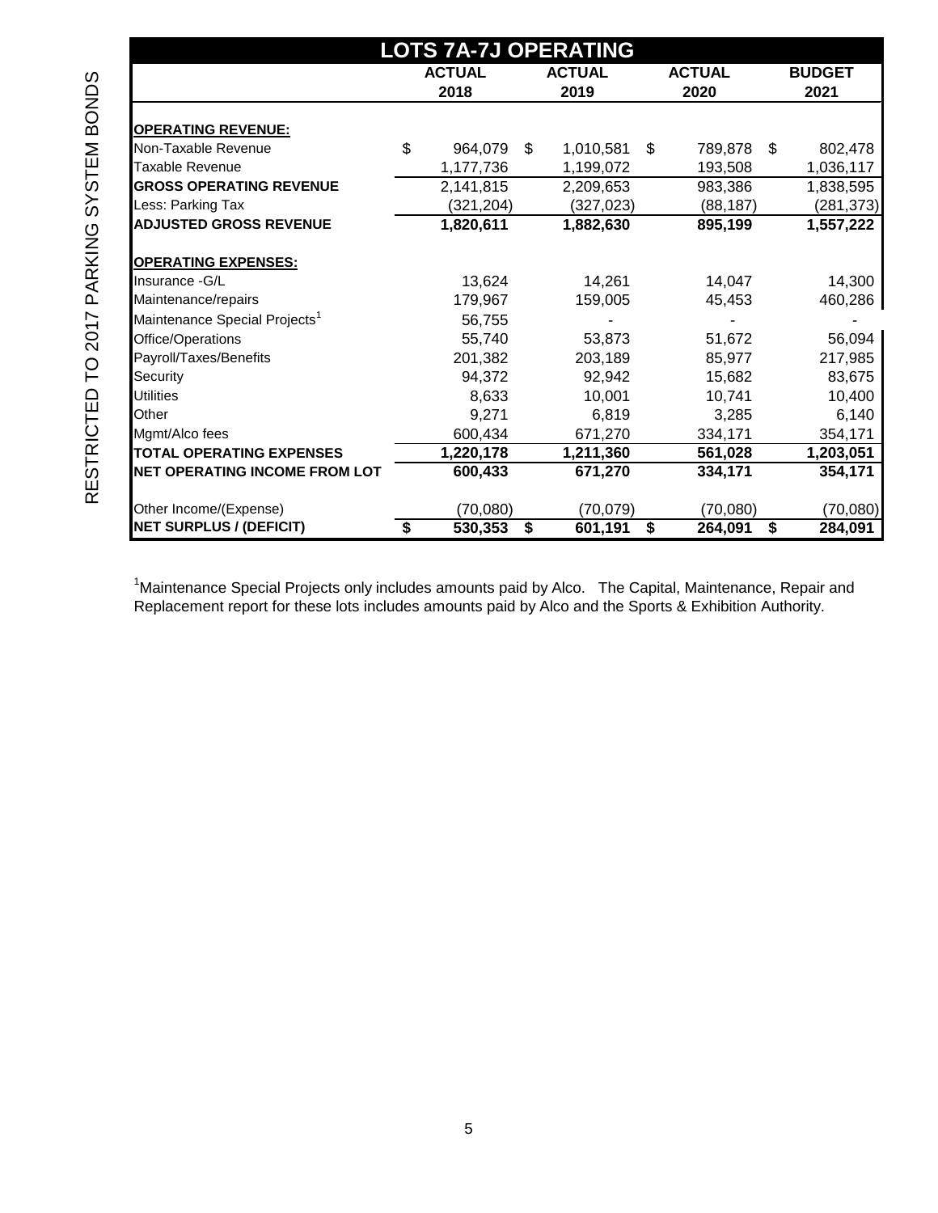| LOTS 7A-7J OPERATING | ACTUAL 2018 | ACTUAL 2019 | ACTUAL 2020 | BUDGET 2021 |
|---|---|---|---|---|
| **OPERATING REVENUE:** | | | | |
| Non-Taxable Revenue | $ 964,079 | $ 1,010,581 | $ 789,878 | $ 802,478 |
| Taxable Revenue | 1,177,736 | 1,199,072 | 193,508 | 1,036,117 |
| **GROSS OPERATING REVENUE** | 2,141,815 | 2,209,653 | 983,386 | 1,838,595 |
| Less: Parking Tax | (321,204) | (327,023) | (88,187) | (281,373) |
| **ADJUSTED GROSS REVENUE** | **1,820,611** | **1,882,630** | **895,199** | **1,557,222** |
| **OPERATING EXPENSES:** | | | | |
| Insurance -G/L | 13,624 | 14,261 | 14,047 | 14,300 |
| Maintenance/repairs | 179,967 | 159,005 | 45,453 | 460,286 |
| Maintenance Special Projects[1] | 56,755 | - | - | - |
| Office/Operations | 55,740 | 53,873 | 51,672 | 56,094 |
| Payroll/Taxes/Benefits | 201,382 | 203,189 | 85,977 | 217,985 |
| Security | 94,372 | 92,942 | 15,682 | 83,675 |
| Utilities | 8,633 | 10,001 | 10,741 | 10,400 |
| Other | 9,271 | 6,819 | 3,285 | 6,140 |
| Mgmt/Alco fees | 600,434 | 671,270 | 334,171 | 354,171 |
| **TOTAL OPERATING EXPENSES** | **1,220,178** | **1,211,360** | **561,028** | **1,203,051** |
| **NET OPERATING INCOME FROM LOT** | **600,433** | **671,270** | **334,171** | **354,171** |
| Other Income/(Expense) | (70,080) | (70,079) | (70,080) | (70,080) |
| **NET SURPLUS / (DEFICIT)** | **$ 530,353** | **$ 601,191** | **$ 264,091** | **$ 284,091** |

[1]Maintenance Special Projects only includes amounts paid by Alco. The Capital, Maintenance, Repair and Replacement report for these lots includes amounts paid by Alco and the Sports & Exhibition Authority.

RESTRICTED TO 2017 PARKING SYSTEM BONDS